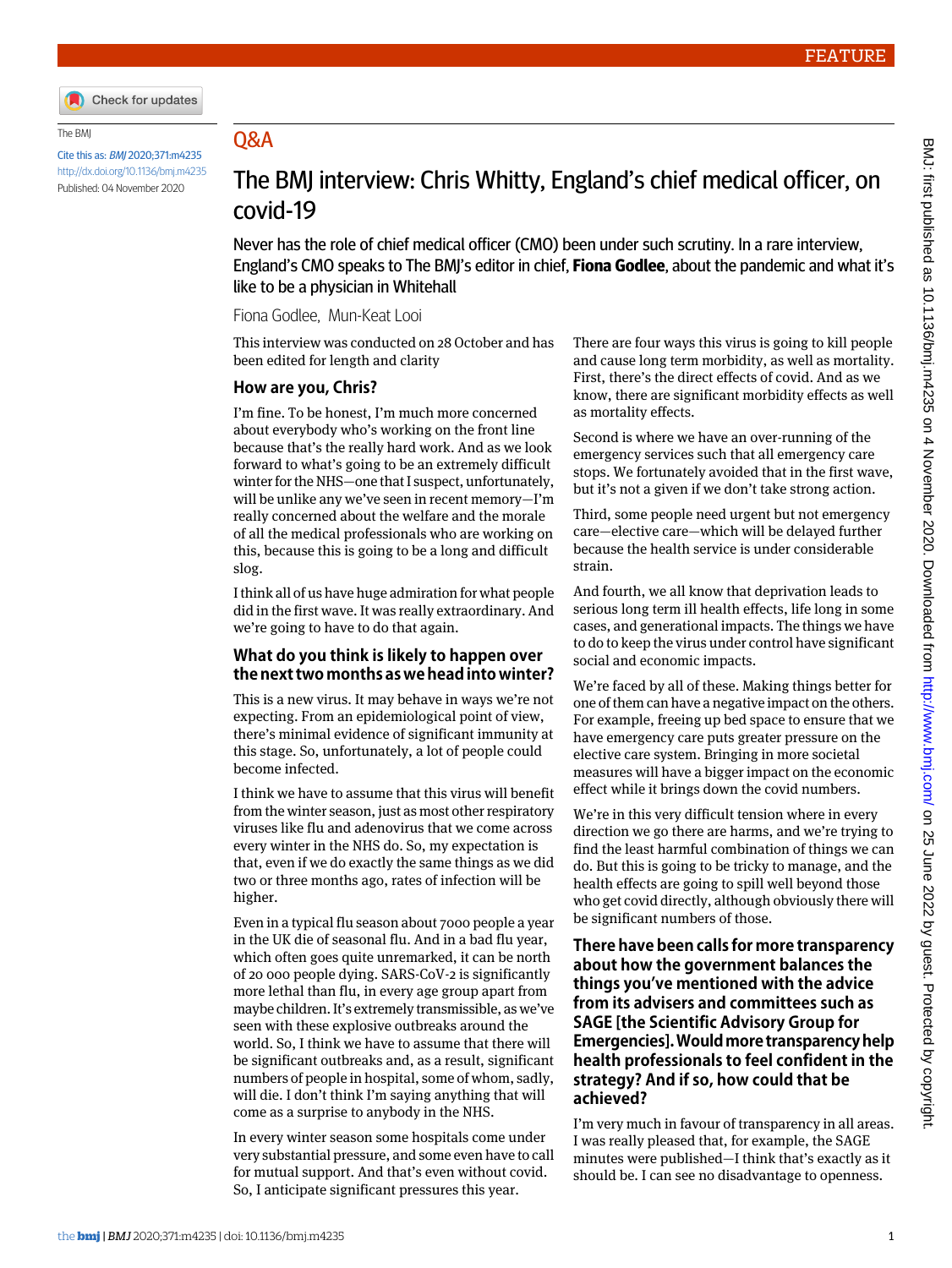FEATURE

The BMJ

Cite this as: *BMJ* 2020;371:m4235

http://dx.doi.org/10.1136/bmj.m4235

Published: 04 November 2020

## Q&A

# The BMJ interview: Chris Whitty, England's chief medical officer, on covid-19

Never has the role of chief medical officer (CMO) been under such scrutiny. In a rare interview, England's CMO speaks to The BMJ's editor in chief, **Fiona Godlee**, about the pandemic and what it's like to be a physician in Whitehall

Fiona Godlee, Mun-Keat Looi

This interview was conducted on 28 October and has been edited for length and clarity

### How are you, Chris?

I'm fine. To be honest, I'm much more concerned about everybody who's working on the front line because that's the really hard work. And as we look forward to what's going to be an extremely difficult winter for the NHS—one that I suspect, unfortunately, will be unlike any we've seen in recent memory—I'm really concerned about the welfare and the morale of all the medical professionals who are working on this, because this is going to be a long and difficult slog.

I think all of us have huge admiration for what people did in the first wave. It was really extraordinary. And we're going to have to do that again.

### What do you think is likely to happen over the next two months as we head into winter?

This is a new virus. It may behave in ways we're not expecting. From an epidemiological point of view, there's minimal evidence of significant immunity at this stage. So, unfortunately, a lot of people could become infected.

I think we have to assume that this virus will benefit from the winter season, just as most other respiratory viruses like flu and adenovirus that we come across every winter in the NHS do. So, my expectation is that, even if we do exactly the same things as we did two or three months ago, rates of infection will be higher.

Even in a typical flu season about 7000 people a year in the UK die of seasonal flu. And in a bad flu year, which often goes quite unremarked, it can be north of 20 000 people dying. SARS-CoV-2 is significantly more lethal than flu, in every age group apart from maybe children. It's extremely transmissible, as we've seen with these explosive outbreaks around the world. So, I think we have to assume that there will be significant outbreaks and, as a result, significant numbers of people in hospital, some of whom, sadly, will die. I don't think I'm saying anything that will come as a surprise to anybody in the NHS.

In every winter season some hospitals come under very substantial pressure, and some even have to call for mutual support. And that's even without covid. So, I anticipate significant pressures this year.

There are four ways this virus is going to kill people and cause long term morbidity, as well as mortality. First, there's the direct effects of covid. And as we know, there are significant morbidity effects as well as mortality effects.

Second is where we have an over-running of the emergency services such that all emergency care stops. We fortunately avoided that in the first wave, but it's not a given if we don't take strong action.

Third, some people need urgent but not emergency care—elective care—which will be delayed further because the health service is under considerable strain.

And fourth, we all know that deprivation leads to serious long term ill health effects, life long in some cases, and generational impacts. The things we have to do to keep the virus under control have significant social and economic impacts.

We're faced by all of these. Making things better for one of them can have a negative impact on the others. For example, freeing up bed space to ensure that we have emergency care puts greater pressure on the elective care system. Bringing in more societal measures will have a bigger impact on the economic effect while it brings down the covid numbers.

We're in this very difficult tension where in every direction we go there are harms, and we're trying to find the least harmful combination of things we can do. But this is going to be tricky to manage, and the health effects are going to spill well beyond those who get covid directly, although obviously there will be significant numbers of those.

### There have been calls for more transparency about how the government balances the things you've mentioned with the advice from its advisers and committees such as SAGE [the Scientific Advisory Group for Emergencies]. Would more transparency help health professionals to feel confident in the strategy? And if so, how could that be achieved?

I'm very much in favour of transparency in all areas. I was really pleased that, for example, the SAGE minutes were published—I think that's exactly as it should be. I can see no disadvantage to openness.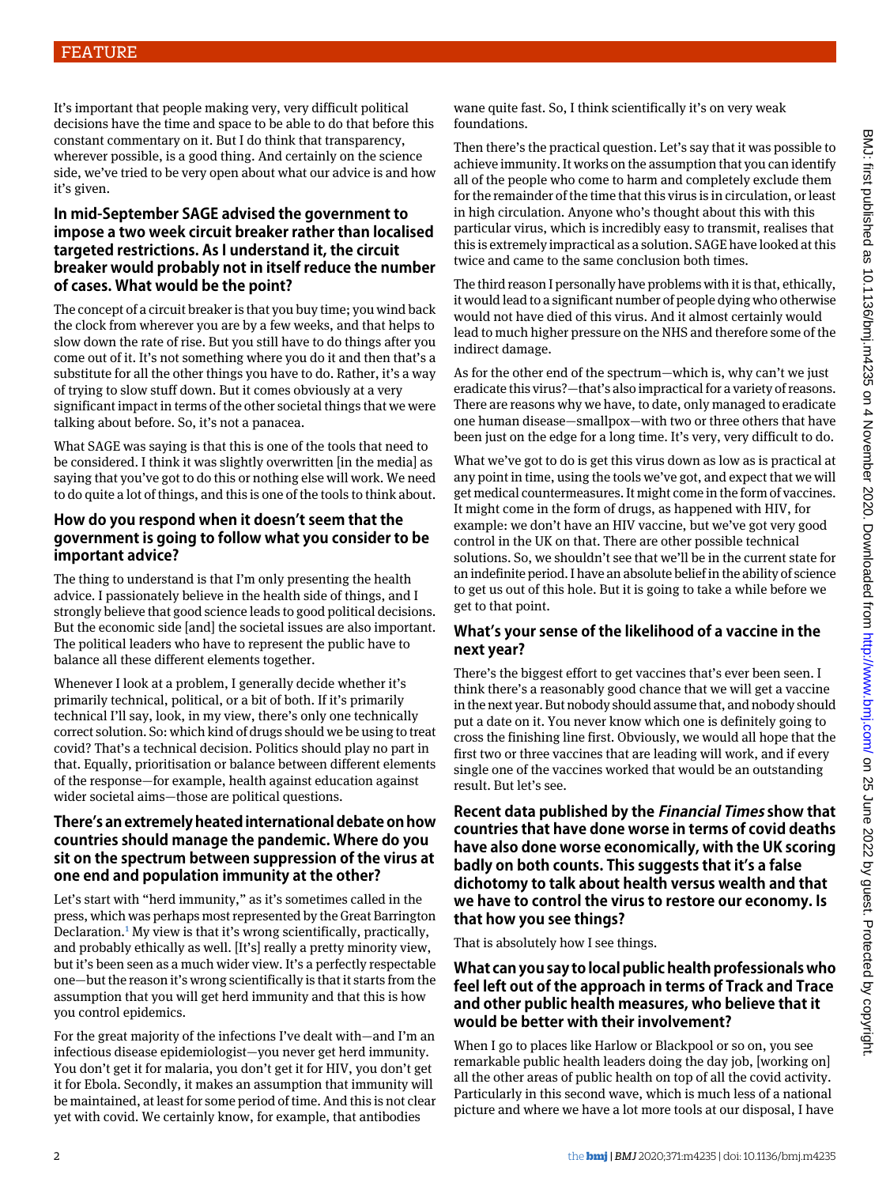It's important that people making very, very difficult political decisions have the time and space to be able to do that before this constant commentary on it. But I do think that transparency, wherever possible, is a good thing. And certainly on the science side, we've tried to be very open about what our advice is and how it's given.

### In mid-September SAGE advised the government to impose a two week circuit breaker rather than localised targeted restrictions. As I understand it, the circuit breaker would probably not in itself reduce the number of cases. What would be the point?

The concept of a circuit breaker is that you buy time; you wind back the clock from wherever you are by a few weeks, and that helps to slow down the rate of rise. But you still have to do things after you come out of it. It's not something where you do it and then that's a substitute for all the other things you have to do. Rather, it's a way of trying to slow stuff down. But it comes obviously at a very significant impact in terms of the other societal things that we were talking about before. So, it's not a panacea.

What SAGE was saying is that this is one of the tools that need to be considered. I think it was slightly overwritten [in the media] as saying that you've got to do this or nothing else will work. We need to do quite a lot of things, and this is one of the tools to think about.

### How do you respond when it doesn't seem that the government is going to follow what you consider to be important advice?

The thing to understand is that I'm only presenting the health advice. I passionately believe in the health side of things, and I strongly believe that good science leads to good political decisions. But the economic side [and] the societal issues are also important. The political leaders who have to represent the public have to balance all these different elements together.

Whenever I look at a problem, I generally decide whether it's primarily technical, political, or a bit of both. If it's primarily technical I'll say, look, in my view, there's only one technically correct solution. So: which kind of drugs should we be using to treat covid? That's a technical decision. Politics should play no part in that. Equally, prioritisation or balance between different elements of the response—for example, health against education against wider societal aims—those are political questions.

### There's an extremely heated international debate on how countries should manage the pandemic. Where do you sit on the spectrum between suppression of the virus at one end and population immunity at the other?

Let's start with "herd immunity," as it's sometimes called in the press, which was perhaps most represented by the Great Barrington Declaration.[1] My view is that it's wrong scientifically, practically, and probably ethically as well. [It's] really a pretty minority view, but it's been seen as a much wider view. It's a perfectly respectable one—but the reason it's wrong scientifically is that it starts from the assumption that you will get herd immunity and that this is how you control epidemics.

For the great majority of the infections I've dealt with—and I'm an infectious disease epidemiologist—you never get herd immunity. You don't get it for malaria, you don't get it for HIV, you don't get it for Ebola. Secondly, it makes an assumption that immunity will be maintained, at least for some period of time. And this is not clear yet with covid. We certainly know, for example, that antibodies wane quite fast. So, I think scientifically it's on very weak foundations.

Then there's the practical question. Let's say that it was possible to achieve immunity. It works on the assumption that you can identify all of the people who come to harm and completely exclude them for the remainder of the time that this virus is in circulation, or least in high circulation. Anyone who's thought about this with this particular virus, which is incredibly easy to transmit, realises that this is extremely impractical as a solution. SAGE have looked at this twice and came to the same conclusion both times.

The third reason I personally have problems with it is that, ethically, it would lead to a significant number of people dying who otherwise would not have died of this virus. And it almost certainly would lead to much higher pressure on the NHS and therefore some of the indirect damage.

As for the other end of the spectrum—which is, why can't we just eradicate this virus?—that's also impractical for a variety of reasons. There are reasons why we have, to date, only managed to eradicate one human disease—smallpox—with two or three others that have been just on the edge for a long time. It's very, very difficult to do.

What we've got to do is get this virus down as low as is practical at any point in time, using the tools we've got, and expect that we will get medical countermeasures. It might come in the form of vaccines. It might come in the form of drugs, as happened with HIV, for example: we don't have an HIV vaccine, but we've got very good control in the UK on that. There are other possible technical solutions. So, we shouldn't see that we'll be in the current state for an indefinite period. I have an absolute belief in the ability of science to get us out of this hole. But it is going to take a while before we get to that point.

### What's your sense of the likelihood of a vaccine in the next year?

There's the biggest effort to get vaccines that's ever been seen. I think there's a reasonably good chance that we will get a vaccine in the next year. But nobody should assume that, and nobody should put a date on it. You never know which one is definitely going to cross the finishing line first. Obviously, we would all hope that the first two or three vaccines that are leading will work, and if every single one of the vaccines worked that would be an outstanding result. But let's see.

### Recent data published by the *Financial Times* show that countries that have done worse in terms of covid deaths have also done worse economically, with the UK scoring badly on both counts. This suggests that it's a false dichotomy to talk about health versus wealth and that we have to control the virus to restore our economy. Is that how you see things?

That is absolutely how I see things.

### What can you say to local public health professionals who feel left out of the approach in terms of Track and Trace and other public health measures, who believe that it would be better with their involvement?

When I go to places like Harlow or Blackpool or so on, you see remarkable public health leaders doing the day job, [working on] all the other areas of public health on top of all the covid activity. Particularly in this second wave, which is much less of a national picture and where we have a lot more tools at our disposal, I have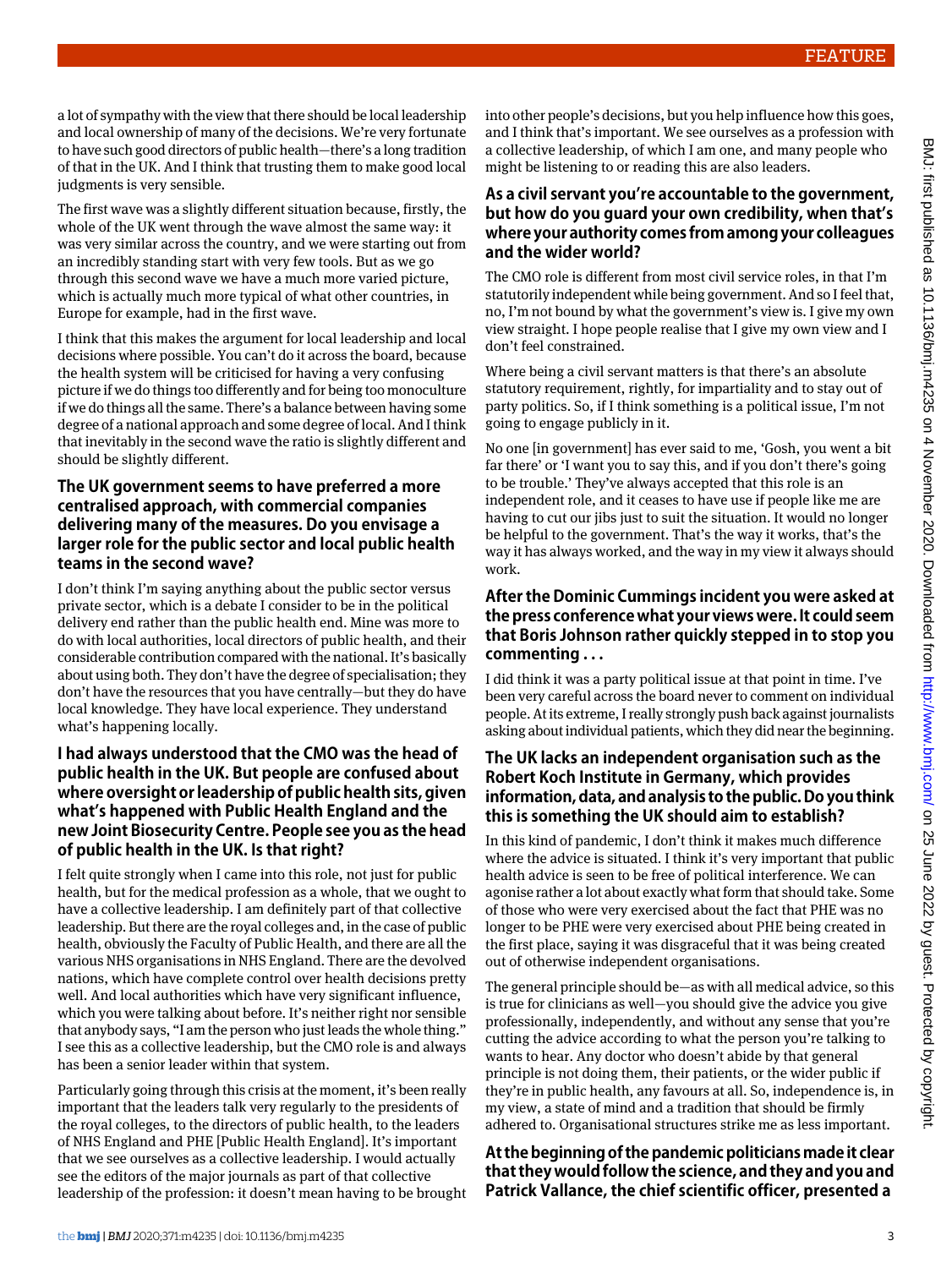a lot of sympathy with the view that there should be local leadership and local ownership of many of the decisions. We're very fortunate to have such good directors of public health—there's a long tradition of that in the UK. And I think that trusting them to make good local judgments is very sensible.

The first wave was a slightly different situation because, firstly, the whole of the UK went through the wave almost the same way: it was very similar across the country, and we were starting out from an incredibly standing start with very few tools. But as we go through this second wave we have a much more varied picture, which is actually much more typical of what other countries, in Europe for example, had in the first wave.

I think that this makes the argument for local leadership and local decisions where possible. You can't do it across the board, because the health system will be criticised for having a very confusing picture if we do things too differently and for being too monoculture if we do things all the same. There's a balance between having some degree of a national approach and some degree of local. And I think that inevitably in the second wave the ratio is slightly different and should be slightly different.

### The UK government seems to have preferred a more centralised approach, with commercial companies delivering many of the measures. Do you envisage a larger role for the public sector and local public health teams in the second wave?

I don't think I'm saying anything about the public sector versus private sector, which is a debate I consider to be in the political delivery end rather than the public health end. Mine was more to do with local authorities, local directors of public health, and their considerable contribution compared with the national. It's basically about using both. They don't have the degree of specialisation; they don't have the resources that you have centrally—but they do have local knowledge. They have local experience. They understand what's happening locally.

### I had always understood that the CMO was the head of public health in the UK. But people are confused about where oversight or leadership of public health sits, given what's happened with Public Health England and the new Joint Biosecurity Centre. People see you as the head of public health in the UK. Is that right?

I felt quite strongly when I came into this role, not just for public health, but for the medical profession as a whole, that we ought to have a collective leadership. I am definitely part of that collective leadership. But there are the royal colleges and, in the case of public health, obviously the Faculty of Public Health, and there are all the various NHS organisations in NHS England. There are the devolved nations, which have complete control over health decisions pretty well. And local authorities which have very significant influence, which you were talking about before. It's neither right nor sensible that anybody says, "I am the person who just leads the whole thing." I see this as a collective leadership, but the CMO role is and always has been a senior leader within that system.

Particularly going through this crisis at the moment, it's been really important that the leaders talk very regularly to the presidents of the royal colleges, to the directors of public health, to the leaders of NHS England and PHE [Public Health England]. It's important that we see ourselves as a collective leadership. I would actually see the editors of the major journals as part of that collective leadership of the profession: it doesn't mean having to be brought into other people's decisions, but you help influence how this goes, and I think that's important. We see ourselves as a profession with a collective leadership, of which I am one, and many people who might be listening to or reading this are also leaders.

### As a civil servant you're accountable to the government, but how do you guard your own credibility, when that's where your authority comes from among your colleagues and the wider world?

The CMO role is different from most civil service roles, in that I'm statutorily independent while being government. And so I feel that, no, I'm not bound by what the government's view is. I give my own view straight. I hope people realise that I give my own view and I don't feel constrained.

Where being a civil servant matters is that there's an absolute statutory requirement, rightly, for impartiality and to stay out of party politics. So, if I think something is a political issue, I'm not going to engage publicly in it.

No one [in government] has ever said to me, 'Gosh, you went a bit far there' or 'I want you to say this, and if you don't there's going to be trouble.' They've always accepted that this role is an independent role, and it ceases to have use if people like me are having to cut our jibs just to suit the situation. It would no longer be helpful to the government. That's the way it works, that's the way it has always worked, and the way in my view it always should work.

### After the Dominic Cummings incident you were asked at the press conference what your views were. It could seem that Boris Johnson rather quickly stepped in to stop you commenting . . .

I did think it was a party political issue at that point in time. I've been very careful across the board never to comment on individual people. At its extreme, I really strongly push back against journalists asking about individual patients, which they did near the beginning.

### The UK lacks an independent organisation such as the Robert Koch Institute in Germany, which provides information, data, and analysis to the public. Do you think this is something the UK should aim to establish?

In this kind of pandemic, I don't think it makes much difference where the advice is situated. I think it's very important that public health advice is seen to be free of political interference. We can agonise rather a lot about exactly what form that should take. Some of those who were very exercised about the fact that PHE was no longer to be PHE were very exercised about PHE being created in the first place, saying it was disgraceful that it was being created out of otherwise independent organisations.

The general principle should be—as with all medical advice, so this is true for clinicians as well—you should give the advice you give professionally, independently, and without any sense that you're cutting the advice according to what the person you're talking to wants to hear. Any doctor who doesn't abide by that general principle is not doing them, their patients, or the wider public if they're in public health, any favours at all. So, independence is, in my view, a state of mind and a tradition that should be firmly adhered to. Organisational structures strike me as less important.

### At the beginning of the pandemic politicians made it clear that they would follow the science, and they and you and Patrick Vallance, the chief scientific officer, presented a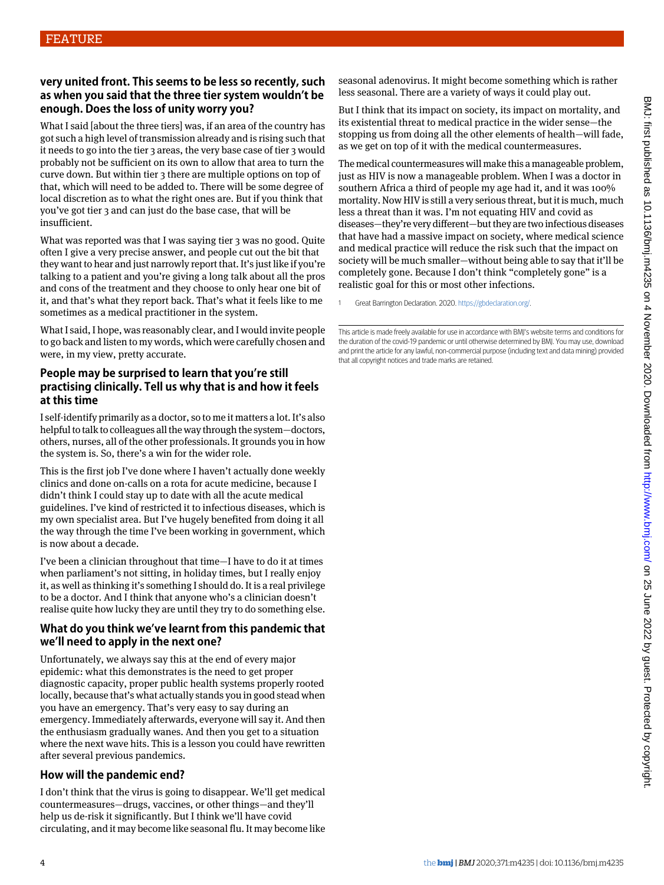**very united front. This seems to be less so recently, such as when you said that the three tier system wouldn't be enough. Does the loss of unity worry you?**

What I said [about the three tiers] was, if an area of the country has got such a high level of transmission already and is rising such that it needs to go into the tier 3 areas, the very base case of tier 3 would probably not be sufficient on its own to allow that area to turn the curve down. But within tier 3 there are multiple options on top of that, which will need to be added to. There will be some degree of local discretion as to what the right ones are. But if you think that you've got tier 3 and can just do the base case, that will be insufficient.

What was reported was that I was saying tier 3 was no good. Quite often I give a very precise answer, and people cut out the bit that they want to hear and just narrowly report that. It's just like if you're talking to a patient and you're giving a long talk about all the pros and cons of the treatment and they choose to only hear one bit of it, and that's what they report back. That's what it feels like to me sometimes as a medical practitioner in the system.

What I said, I hope, was reasonably clear, and I would invite people to go back and listen to my words, which were carefully chosen and were, in my view, pretty accurate.

## People may be surprised to learn that you're still practising clinically. Tell us why that is and how it feels at this time

I self-identify primarily as a doctor, so to me it matters a lot. It's also helpful to talk to colleagues all the way through the system—doctors, others, nurses, all of the other professionals. It grounds you in how the system is. So, there's a win for the wider role.

This is the first job I've done where I haven't actually done weekly clinics and done on-calls on a rota for acute medicine, because I didn't think I could stay up to date with all the acute medical guidelines. I've kind of restricted it to infectious diseases, which is my own specialist area. But I've hugely benefited from doing it all the way through the time I've been working in government, which is now about a decade.

I've been a clinician throughout that time—I have to do it at times when parliament's not sitting, in holiday times, but I really enjoy it, as well as thinking it's something I should do. It is a real privilege to be a doctor. And I think that anyone who's a clinician doesn't realise quite how lucky they are until they try to do something else.

## What do you think we've learnt from this pandemic that we'll need to apply in the next one?

Unfortunately, we always say this at the end of every major epidemic: what this demonstrates is the need to get proper diagnostic capacity, proper public health systems properly rooted locally, because that's what actually stands you in good stead when you have an emergency. That's very easy to say during an emergency. Immediately afterwards, everyone will say it. And then the enthusiasm gradually wanes. And then you get to a situation where the next wave hits. This is a lesson you could have rewritten after several previous pandemics.

## How will the pandemic end?

I don't think that the virus is going to disappear. We'll get medical countermeasures—drugs, vaccines, or other things—and they'll help us de-risk it significantly. But I think we'll have covid circulating, and it may become like seasonal flu. It may become like seasonal adenovirus. It might become something which is rather less seasonal. There are a variety of ways it could play out.

But I think that its impact on society, its impact on mortality, and its existential threat to medical practice in the wider sense—the stopping us from doing all the other elements of health—will fade, as we get on top of it with the medical countermeasures.

The medical countermeasures will make this a manageable problem, just as HIV is now a manageable problem. When I was a doctor in southern Africa a third of people my age had it, and it was 100% mortality. Now HIV is still a very serious threat, but it is much, much less a threat than it was. I'm not equating HIV and covid as diseases—they're very different—but they are two infectious diseases that have had a massive impact on society, where medical science and medical practice will reduce the risk such that the impact on society will be much smaller—without being able to say that it'll be completely gone. Because I don't think "completely gone" is a realistic goal for this or most other infections.

1 Great Barrington Declaration. 2020. https://gbdeclaration.org/.

This article is made freely available for use in accordance with BMJ's website terms and conditions for the duration of the covid-19 pandemic or until otherwise determined by BMJ. You may use, download and print the article for any lawful, non-commercial purpose (including text and data mining) provided that all copyright notices and trade marks are retained.